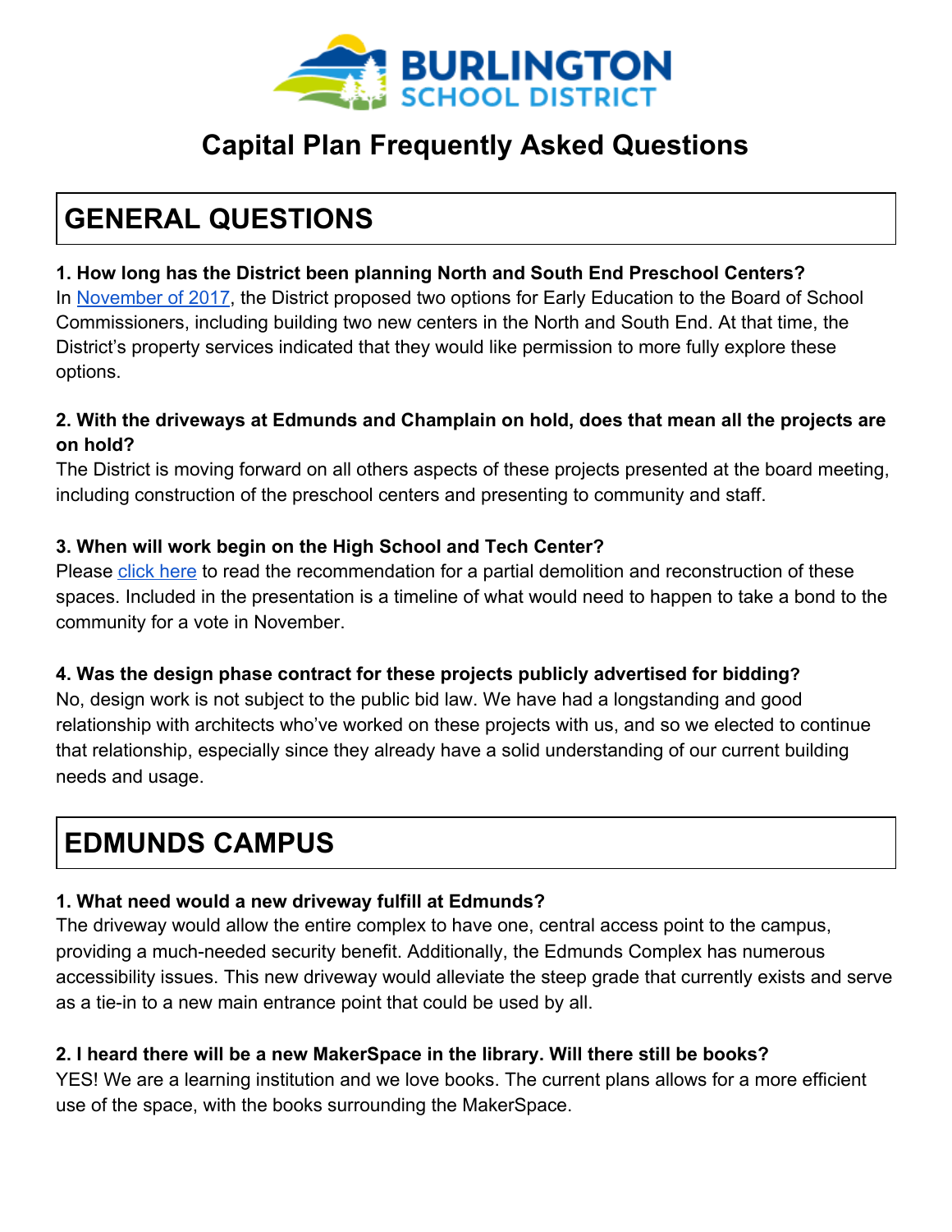BURLINGTON SCHOOL DISTRICT

# Capital Plan Frequently Asked Questions

## GENERAL QUESTIONS

**1. How long has the District been planning North and South End Preschool Centers?**
In November of 2017, the District proposed two options for Early Education to the Board of School Commissioners, including building two new centers in the North and South End. At that time, the District's property services indicated that they would like permission to more fully explore these options.

**2. With the driveways at Edmunds and Champlain on hold, does that mean all the projects are on hold?**
The District is moving forward on all others aspects of these projects presented at the board meeting, including construction of the preschool centers and presenting to community and staff.

**3. When will work begin on the High School and Tech Center?**
Please click here to read the recommendation for a partial demolition and reconstruction of these spaces. Included in the presentation is a timeline of what would need to happen to take a bond to the community for a vote in November.

**4. Was the design phase contract for these projects publicly advertised for bidding?**
No, design work is not subject to the public bid law. We have had a longstanding and good relationship with architects who've worked on these projects with us, and so we elected to continue that relationship, especially since they already have a solid understanding of our current building needs and usage.

## EDMUNDS CAMPUS

**1. What need would a new driveway fulfill at Edmunds?**
The driveway would allow the entire complex to have one, central access point to the campus, providing a much-needed security benefit. Additionally, the Edmunds Complex has numerous accessibility issues. This new driveway would alleviate the steep grade that currently exists and serve as a tie-in to a new main entrance point that could be used by all.

**2. I heard there will be a new MakerSpace in the library. Will there still be books?**
YES! We are a learning institution and we love books. The current plans allows for a more efficient use of the space, with the books surrounding the MakerSpace.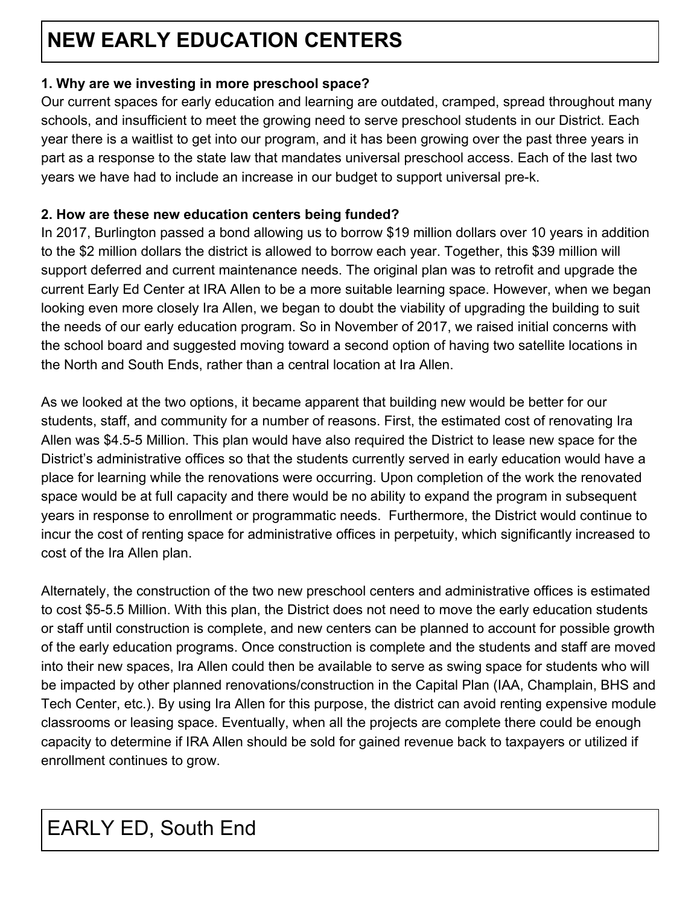# NEW EARLY EDUCATION CENTERS

**1. Why are we investing in more preschool space?**

Our current spaces for early education and learning are outdated, cramped, spread throughout many schools, and insufficient to meet the growing need to serve preschool students in our District. Each year there is a waitlist to get into our program, and it has been growing over the past three years in part as a response to the state law that mandates universal preschool access. Each of the last two years we have had to include an increase in our budget to support universal pre-k.

**2. How are these new education centers being funded?**

In 2017, Burlington passed a bond allowing us to borrow $19 million dollars over 10 years in addition to the $2 million dollars the district is allowed to borrow each year. Together, this $39 million will support deferred and current maintenance needs. The original plan was to retrofit and upgrade the current Early Ed Center at IRA Allen to be a more suitable learning space. However, when we began looking even more closely Ira Allen, we began to doubt the viability of upgrading the building to suit the needs of our early education program. So in November of 2017, we raised initial concerns with the school board and suggested moving toward a second option of having two satellite locations in the North and South Ends, rather than a central location at Ira Allen.

As we looked at the two options, it became apparent that building new would be better for our students, staff, and community for a number of reasons. First, the estimated cost of renovating Ira Allen was $4.5-5 Million. This plan would have also required the District to lease new space for the District's administrative offices so that the students currently served in early education would have a place for learning while the renovations were occurring. Upon completion of the work the renovated space would be at full capacity and there would be no ability to expand the program in subsequent years in response to enrollment or programmatic needs. Furthermore, the District would continue to incur the cost of renting space for administrative offices in perpetuity, which significantly increased to cost of the Ira Allen plan.

Alternately, the construction of the two new preschool centers and administrative offices is estimated to cost $5-5.5 Million. With this plan, the District does not need to move the early education students or staff until construction is complete, and new centers can be planned to account for possible growth of the early education programs. Once construction is complete and the students and staff are moved into their new spaces, Ira Allen could then be available to serve as swing space for students who will be impacted by other planned renovations/construction in the Capital Plan (IAA, Champlain, BHS and Tech Center, etc.). By using Ira Allen for this purpose, the district can avoid renting expensive module classrooms or leasing space. Eventually, when all the projects are complete there could be enough capacity to determine if IRA Allen should be sold for gained revenue back to taxpayers or utilized if enrollment continues to grow.

# EARLY ED, South End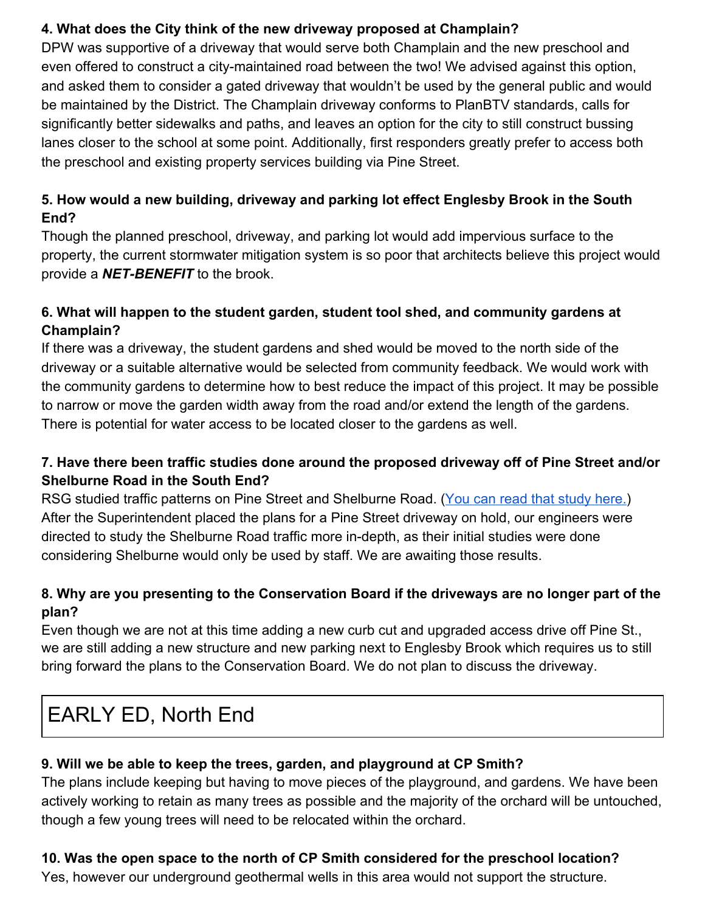**4. What does the City think of the new driveway proposed at Champlain?**

DPW was supportive of a driveway that would serve both Champlain and the new preschool and even offered to construct a city-maintained road between the two! We advised against this option, and asked them to consider a gated driveway that wouldn't be used by the general public and would be maintained by the District. The Champlain driveway conforms to PlanBTV standards, calls for significantly better sidewalks and paths, and leaves an option for the city to still construct bussing lanes closer to the school at some point. Additionally, first responders greatly prefer to access both the preschool and existing property services building via Pine Street.

**5. How would a new building, driveway and parking lot effect Englesby Brook in the South End?**

Though the planned preschool, driveway, and parking lot would add impervious surface to the property, the current stormwater mitigation system is so poor that architects believe this project would provide a ***NET-BENEFIT*** to the brook.

**6. What will happen to the student garden, student tool shed, and community gardens at Champlain?**

If there was a driveway, the student gardens and shed would be moved to the north side of the driveway or a suitable alternative would be selected from community feedback. We would work with the community gardens to determine how to best reduce the impact of this project. It may be possible to narrow or move the garden width away from the road and/or extend the length of the gardens. There is potential for water access to be located closer to the gardens as well.

**7. Have there been traffic studies done around the proposed driveway off of Pine Street and/or Shelburne Road in the South End?**

RSG studied traffic patterns on Pine Street and Shelburne Road. (You can read that study here.) After the Superintendent placed the plans for a Pine Street driveway on hold, our engineers were directed to study the Shelburne Road traffic more in-depth, as their initial studies were done considering Shelburne would only be used by staff. We are awaiting those results.

**8. Why are you presenting to the Conservation Board if the driveways are no longer part of the plan?**

Even though we are not at this time adding a new curb cut and upgraded access drive off Pine St., we are still adding a new structure and new parking next to Englesby Brook which requires us to still bring forward the plans to the Conservation Board. We do not plan to discuss the driveway.

# EARLY ED, North End

**9. Will we be able to keep the trees, garden, and playground at CP Smith?**

The plans include keeping but having to move pieces of the playground, and gardens. We have been actively working to retain as many trees as possible and the majority of the orchard will be untouched, though a few young trees will need to be relocated within the orchard.

**10. Was the open space to the north of CP Smith considered for the preschool location?**

Yes, however our underground geothermal wells in this area would not support the structure.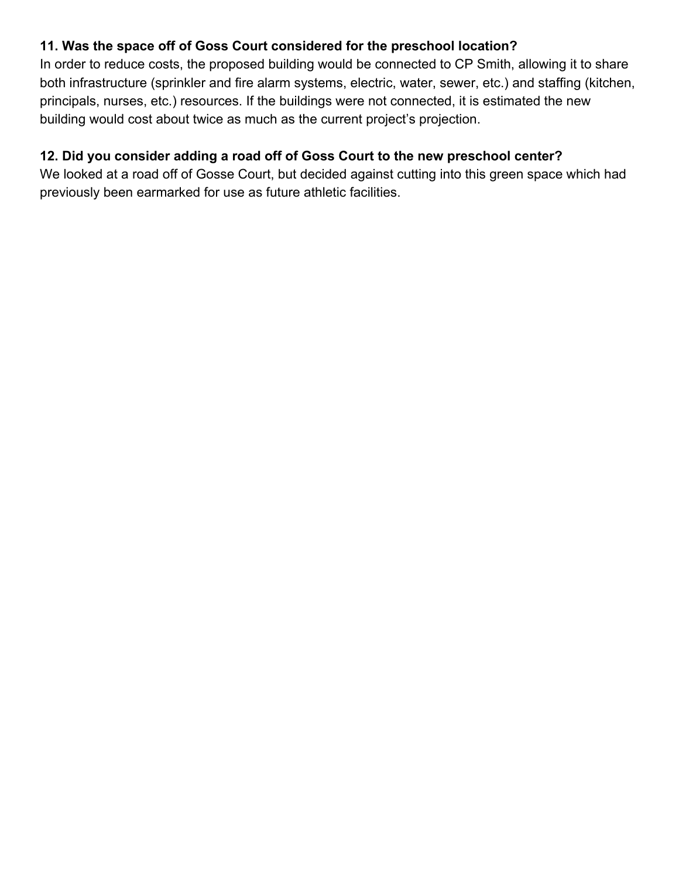**11. Was the space off of Goss Court considered for the preschool location?**

In order to reduce costs, the proposed building would be connected to CP Smith, allowing it to share both infrastructure (sprinkler and fire alarm systems, electric, water, sewer, etc.) and staffing (kitchen, principals, nurses, etc.) resources. If the buildings were not connected, it is estimated the new building would cost about twice as much as the current project's projection.

**12. Did you consider adding a road off of Goss Court to the new preschool center?**

We looked at a road off of Gosse Court, but decided against cutting into this green space which had previously been earmarked for use as future athletic facilities.